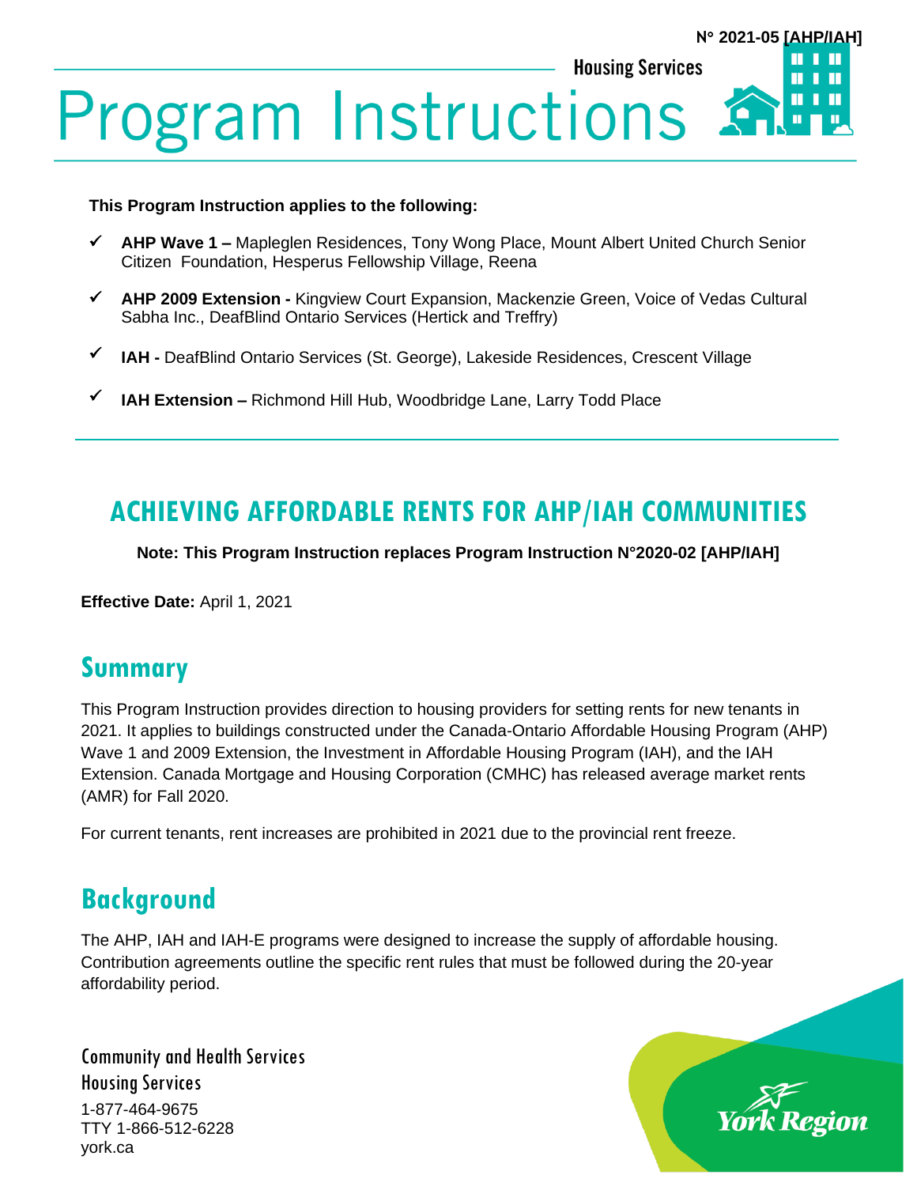N° 2021-05 [AHP/IAH]

Housing Services

# Program Instructions

**This Program Instruction applies to the following:**

- ✓ **AHP Wave 1 –** Mapleglen Residences, Tony Wong Place, Mount Albert United Church Senior Citizen Foundation, Hesperus Fellowship Village, Reena
- ✓ **AHP 2009 Extension -** Kingview Court Expansion, Mackenzie Green, Voice of Vedas Cultural Sabha Inc., DeafBlind Ontario Services (Hertick and Treffry)
- ✓ **IAH -** DeafBlind Ontario Services (St. George), Lakeside Residences, Crescent Village
- ✓ **IAH Extension –** Richmond Hill Hub, Woodbridge Lane, Larry Todd Place

## ACHIEVING AFFORDABLE RENTS FOR AHP/IAH COMMUNITIES

**Note: This Program Instruction replaces Program Instruction N°2020-02 [AHP/IAH]**

**Effective Date:** April 1, 2021

## Summary

This Program Instruction provides direction to housing providers for setting rents for new tenants in 2021. It applies to buildings constructed under the Canada-Ontario Affordable Housing Program (AHP) Wave 1 and 2009 Extension, the Investment in Affordable Housing Program (IAH), and the IAH Extension. Canada Mortgage and Housing Corporation (CMHC) has released average market rents (AMR) for Fall 2020.

For current tenants, rent increases are prohibited in 2021 due to the provincial rent freeze.

## Background

The AHP, IAH and IAH-E programs were designed to increase the supply of affordable housing. Contribution agreements outline the specific rent rules that must be followed during the 20-year affordability period.

Community and Health Services
Housing Services
1-877-464-9675
TTY 1-866-512-6228
york.ca

York Region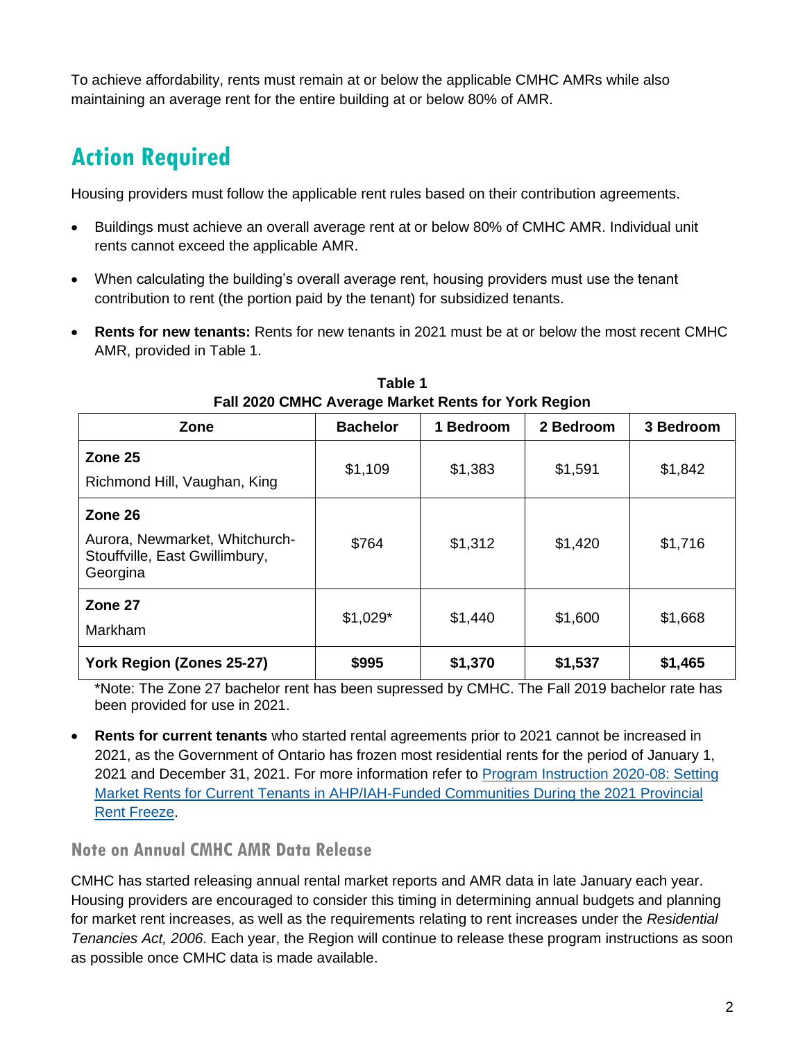To achieve affordability, rents must remain at or below the applicable CMHC AMRs while also maintaining an average rent for the entire building at or below 80% of AMR.

## Action Required

Housing providers must follow the applicable rent rules based on their contribution agreements.

- Buildings must achieve an overall average rent at or below 80% of CMHC AMR. Individual unit rents cannot exceed the applicable AMR.
- When calculating the building's overall average rent, housing providers must use the tenant contribution to rent (the portion paid by the tenant) for subsidized tenants.
- **Rents for new tenants:** Rents for new tenants in 2021 must be at or below the most recent CMHC AMR, provided in Table 1.

**Table 1**
**Fall 2020 CMHC Average Market Rents for York Region**

| Zone | Bachelor | 1 Bedroom | 2 Bedroom | 3 Bedroom |
|---|---|---|---|---|
| **Zone 25** Richmond Hill, Vaughan, King | $1,109 | $1,383 | $1,591 | $1,842 |
| **Zone 26** Aurora, Newmarket, Whitchurch-Stouffville, East Gwillimbury, Georgina | $764 | $1,312 | $1,420 | $1,716 |
| **Zone 27** Markham | $1,029* | $1,440 | $1,600 | $1,668 |
| **York Region (Zones 25-27)** | **$995** | **$1,370** | **$1,537** | **$1,465** |

*Note: The Zone 27 bachelor rent has been supressed by CMHC. The Fall 2019 bachelor rate has been provided for use in 2021.

- **Rents for current tenants** who started rental agreements prior to 2021 cannot be increased in 2021, as the Government of Ontario has frozen most residential rents for the period of January 1, 2021 and December 31, 2021. For more information refer to Program Instruction 2020-08: Setting Market Rents for Current Tenants in AHP/IAH-Funded Communities During the 2021 Provincial Rent Freeze.

### Note on Annual CMHC AMR Data Release

CMHC has started releasing annual rental market reports and AMR data in late January each year. Housing providers are encouraged to consider this timing in determining annual budgets and planning for market rent increases, as well as the requirements relating to rent increases under the *Residential Tenancies Act, 2006*. Each year, the Region will continue to release these program instructions as soon as possible once CMHC data is made available.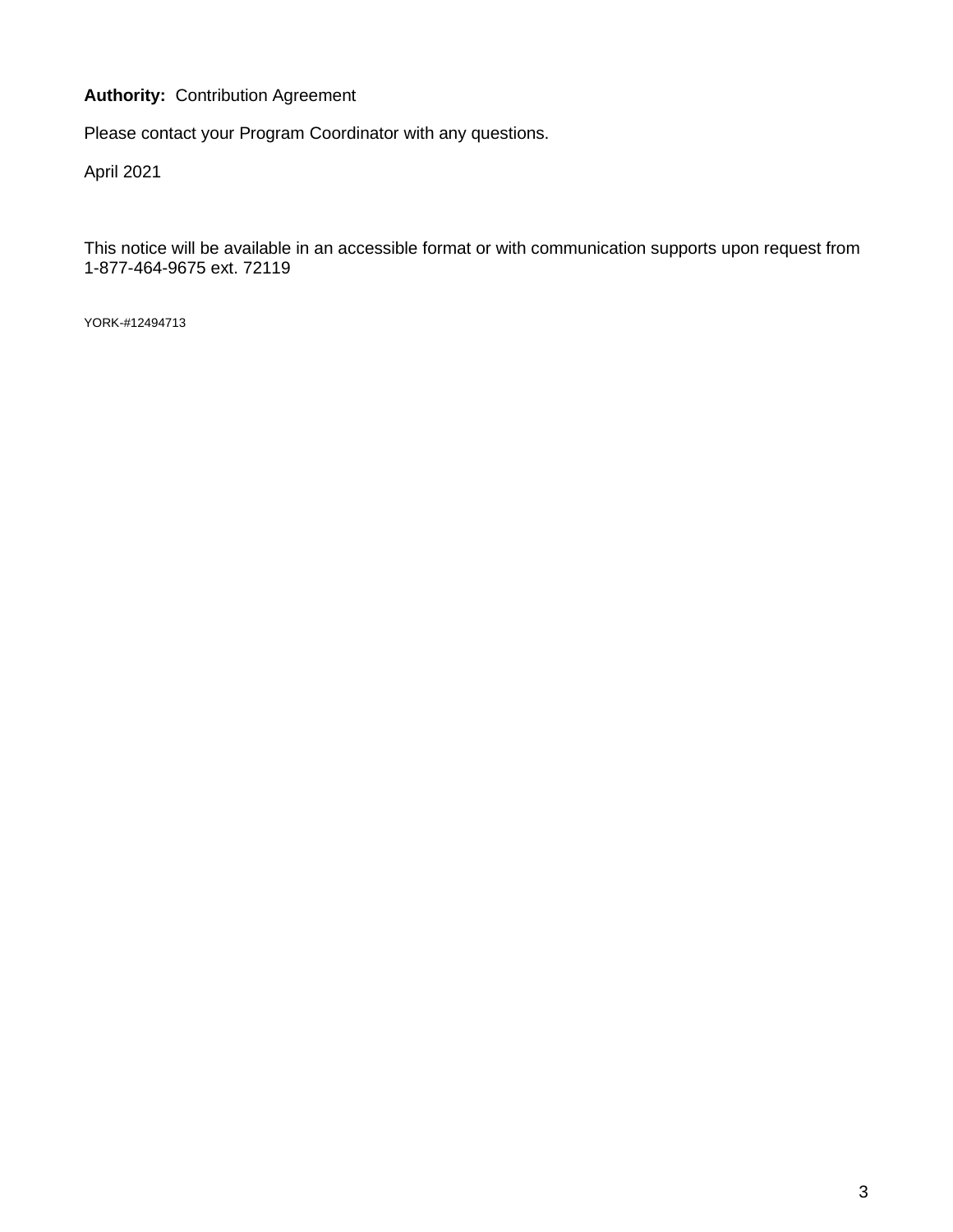**Authority:** Contribution Agreement

Please contact your Program Coordinator with any questions.

April 2021

This notice will be available in an accessible format or with communication supports upon request from 1-877-464-9675 ext. 72119

YORK-#12494713